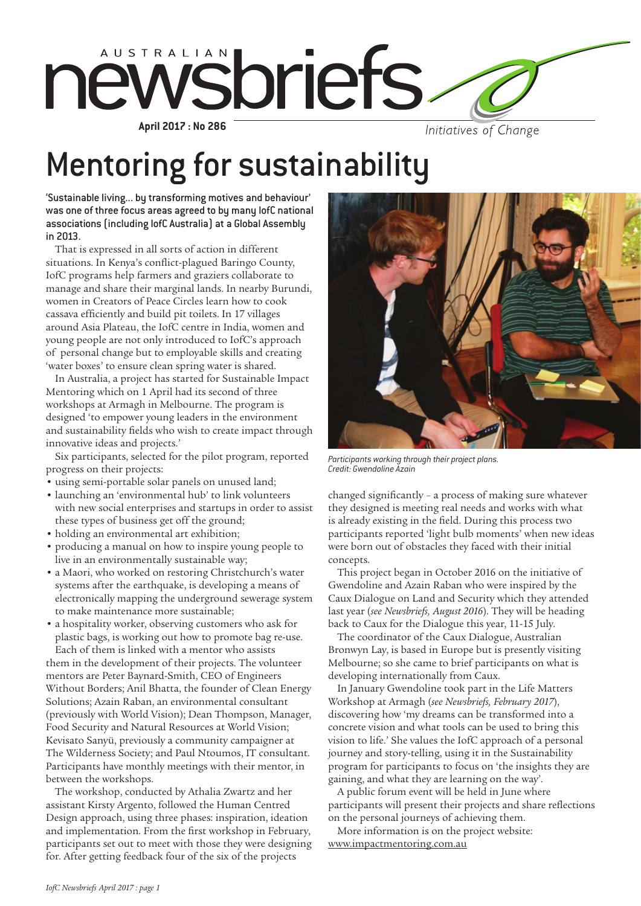# Mentoring for sustainability

**'Sustainable living... by transforming motives and behaviour' was one of three focus areas agreed to by many IofC national associations (including IofC Australia) at a Global Assembly in 2013.**

That is expressed in all sorts of action in different situations. In Kenya's conflict-plagued Baringo County, IofC programs help farmers and graziers collaborate to manage and share their marginal lands. In nearby Burundi, women in Creators of Peace Circles learn how to cook cassava efficiently and build pit toilets. In 17 villages around Asia Plateau, the IofC centre in India, women and young people are not only introduced to IofC's approach of personal change but to employable skills and creating 'water boxes' to ensure clean spring water is shared.

In Australia, a project has started for Sustainable Impact Mentoring which on 1 April had its second of three workshops at Armagh in Melbourne. The program is designed 'to empower young leaders in the environment and sustainability fields who wish to create impact through innovative ideas and projects.'

Six participants, selected for the pilot program, reported progress on their projects:

- using semi-portable solar panels on unused land;
- launching an 'environmental hub' to link volunteers with new social enterprises and startups in order to assist these types of business get off the ground;
- holding an environmental art exhibition;
- producing a manual on how to inspire young people to live in an environmentally sustainable way;
- a Maori, who worked on restoring Christchurch's water systems after the earthquake, is developing a means of electronically mapping the underground sewerage system to make maintenance more sustainable;
- a hospitality worker, observing customers who ask for plastic bags, is working out how to promote bag re-use.

Each of them is linked with a mentor who assists them in the development of their projects. The volunteer mentors are Peter Baynard-Smith, CEO of Engineers Without Borders; Anil Bhatta, the founder of Clean Energy Solutions; Azain Raban, an environmental consultant (previously with World Vision); Dean Thompson, Manager, Food Security and Natural Resources at World Vision; Kevisato Sanyü, previously a community campaigner at The Wilderness Society; and Paul Ntoumos, IT consultant. Participants have monthly meetings with their mentor, in between the workshops.

The workshop, conducted by Athalia Zwartz and her assistant Kirsty Argento, followed the Human Centred Design approach, using three phases: inspiration, ideation and implementation. From the first workshop in February, participants set out to meet with those they were designing for. After getting feedback four of the six of the projects changed significantly – a process of making sure whatever they designed is meeting real needs and works with what is already existing in the field. During this process two participants reported 'light bulb moments' when new ideas were born out of obstacles they faced with their initial concepts.

*Participants working through their project plans. Credit: Gwendoline Azain*

This project began in October 2016 on the initiative of Gwendoline and Azain Raban who were inspired by the Caux Dialogue on Land and Security which they attended last year (*see Newsbriefs, August 2016*). They will be heading back to Caux for the Dialogue this year, 11-15 July.

The coordinator of the Caux Dialogue, Australian Bronwyn Lay, is based in Europe but is presently visiting Melbourne; so she came to brief participants on what is developing internationally from Caux.

In January Gwendoline took part in the Life Matters Workshop at Armagh (*see Newsbriefs, February 2017*), discovering how 'my dreams can be transformed into a concrete vision and what tools can be used to bring this vision to life.' She values the IofC approach of a personal journey and story-telling, using it in the Sustainability program for participants to focus on 'the insights they are gaining, and what they are learning on the way'.

A public forum event will be held in June where participants will present their projects and share reflections on the personal journeys of achieving them.

More information is on the project website: www.impactmentoring.com.au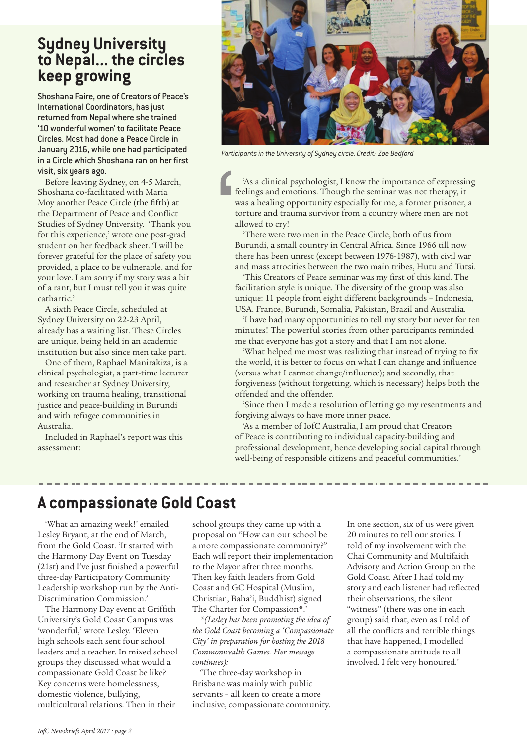## Sydney University to Nepal... the circles keep growing

**Shoshana Faire, one of Creators of Peace's International Coordinators, has just returned from Nepal where she trained '10 wonderful women' to facilitate Peace Circles. Most had done a Peace Circle in January 2016, while one had participated in a Circle which Shoshana ran on her first visit, six years ago.**

Before leaving Sydney, on 4-5 March, Shoshana co-facilitated with Maria Moy another Peace Circle (the fifth) at the Department of Peace and Conflict Studies of Sydney University. 'Thank you for this experience,' wrote one post-grad student on her feedback sheet. 'I will be forever grateful for the place of safety you provided, a place to be vulnerable, and for your love. I am sorry if my story was a bit of a rant, but I must tell you it was quite cathartic.'

A sixth Peace Circle, scheduled at Sydney University on 22-23 April, already has a waiting list. These Circles are unique, being held in an academic institution but also since men take part.

One of them, Raphael Manirakiza, is a clinical psychologist, a part-time lecturer and researcher at Sydney University, working on trauma healing, transitional justice and peace-building in Burundi and with refugee communities in Australia.

Included in Raphael's report was this assessment:

*Participants in the University of Sydney circle. Credit: Zoe Bedford*

'As a clinical psychologist, I know the importance of expressing feelings and emotions. Though the seminar was not therapy, it was a healing opportunity especially for me, a former prisoner, a torture and trauma survivor from a country where men are not allowed to cry!

'There were two men in the Peace Circle, both of us from Burundi, a small country in Central Africa. Since 1966 till now there has been unrest (except between 1976-1987), with civil war and mass atrocities between the two main tribes, Hutu and Tutsi.

'This Creators of Peace seminar was my first of this kind. The facilitation style is unique. The diversity of the group was also unique: 11 people from eight different backgrounds – Indonesia, USA, France, Burundi, Somalia, Pakistan, Brazil and Australia.

'I have had many opportunities to tell my story but never for ten minutes! The powerful stories from other participants reminded me that everyone has got a story and that I am not alone.

'What helped me most was realizing that instead of trying to fix the world, it is better to focus on what I can change and influence (versus what I cannot change/influence); and secondly, that forgiveness (without forgetting, which is necessary) helps both the offended and the offender.

'Since then I made a resolution of letting go my resentments and forgiving always to have more inner peace.

'As a member of IofC Australia, I am proud that Creators of Peace is contributing to individual capacity-building and professional development, hence developing social capital through well-being of responsible citizens and peaceful communities.'

## A compassionate Gold Coast

'What an amazing week!' emailed Lesley Bryant, at the end of March, from the Gold Coast. 'It started with the Harmony Day Event on Tuesday (21st) and I've just finished a powerful three-day Participatory Community Leadership workshop run by the Anti-Discrimination Commission.'

The Harmony Day event at Griffith University's Gold Coast Campus was 'wonderful,' wrote Lesley. 'Eleven high schools each sent four school leaders and a teacher. In mixed school groups they discussed what would a compassionate Gold Coast be like? Key concerns were homelessness, domestic violence, bullying, multicultural relations. Then in their school groups they came up with a proposal on "How can our school be a more compassionate community?" Each will report their implementation to the Mayor after three months. Then key faith leaders from Gold Coast and GC Hospital (Muslim, Christian, Baha'i, Buddhist) signed The Charter for Compassion*.'

*\*(Lesley has been promoting the idea of the Gold Coast becoming a 'Compassionate City' in preparation for hosting the 2018 Commonwealth Games. Her message continues):*

'The three-day workshop in Brisbane was mainly with public servants – all keen to create a more inclusive, compassionate community. In one section, six of us were given 20 minutes to tell our stories. I told of my involvement with the Chai Community and Multifaith Advisory and Action Group on the Gold Coast. After I had told my story and each listener had reflected their observations, the silent "witness" (there was one in each group) said that, even as I told of all the conflicts and terrible things that have happened, I modelled a compassionate attitude to all involved. I felt very honoured.'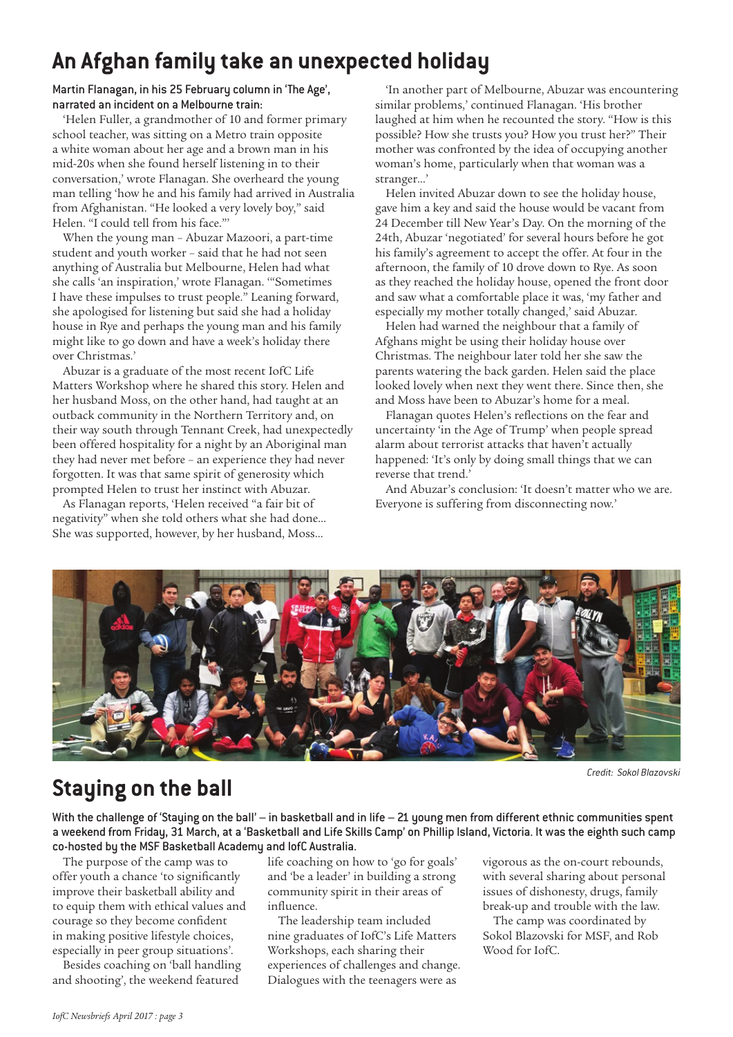# An Afghan family take an unexpected holiday

**Martin Flanagan, in his 25 February column in 'The Age', narrated an incident on a Melbourne train:**

'Helen Fuller, a grandmother of 10 and former primary school teacher, was sitting on a Metro train opposite a white woman about her age and a brown man in his mid-20s when she found herself listening in to their conversation,' wrote Flanagan. She overheard the young man telling 'how he and his family had arrived in Australia from Afghanistan. "He looked a very lovely boy," said Helen. "I could tell from his face."'

When the young man – Abuzar Mazoori, a part-time student and youth worker – said that he had not seen anything of Australia but Melbourne, Helen had what she calls 'an inspiration,' wrote Flanagan. '"Sometimes I have these impulses to trust people." Leaning forward, she apologised for listening but said she had a holiday house in Rye and perhaps the young man and his family might like to go down and have a week's holiday there over Christmas.'

Abuzar is a graduate of the most recent IofC Life Matters Workshop where he shared this story. Helen and her husband Moss, on the other hand, had taught at an outback community in the Northern Territory and, on their way south through Tennant Creek, had unexpectedly been offered hospitality for a night by an Aboriginal man they had never met before – an experience they had never forgotten. It was that same spirit of generosity which prompted Helen to trust her instinct with Abuzar.

As Flanagan reports, 'Helen received "a fair bit of negativity" when she told others what she had done… She was supported, however, by her husband, Moss…

'In another part of Melbourne, Abuzar was encountering similar problems,' continued Flanagan. 'His brother laughed at him when he recounted the story. "How is this possible? How she trusts you? How you trust her?" Their mother was confronted by the idea of occupying another woman's home, particularly when that woman was a stranger…'

Helen invited Abuzar down to see the holiday house, gave him a key and said the house would be vacant from 24 December till New Year's Day. On the morning of the 24th, Abuzar 'negotiated' for several hours before he got his family's agreement to accept the offer. At four in the afternoon, the family of 10 drove down to Rye. As soon as they reached the holiday house, opened the front door and saw what a comfortable place it was, 'my father and especially my mother totally changed,' said Abuzar.

Helen had warned the neighbour that a family of Afghans might be using their holiday house over Christmas. The neighbour later told her she saw the parents watering the back garden. Helen said the place looked lovely when next they went there. Since then, she and Moss have been to Abuzar's home for a meal.

Flanagan quotes Helen's reflections on the fear and uncertainty 'in the Age of Trump' when people spread alarm about terrorist attacks that haven't actually happened: 'It's only by doing small things that we can reverse that trend.'

And Abuzar's conclusion: 'It doesn't matter who we are. Everyone is suffering from disconnecting now.'

*Credit: Sokol Blazovski*

# Staying on the ball

**With the challenge of 'Staying on the ball' – in basketball and in life – 21 young men from different ethnic communities spent a weekend from Friday, 31 March, at a 'Basketball and Life Skills Camp' on Phillip Island, Victoria. It was the eighth such camp co-hosted by the MSF Basketball Academy and IofC Australia.**

The purpose of the camp was to offer youth a chance 'to significantly improve their basketball ability and to equip them with ethical values and courage so they become confident in making positive lifestyle choices, especially in peer group situations'.

Besides coaching on 'ball handling and shooting', the weekend featured life coaching on how to 'go for goals' and 'be a leader' in building a strong community spirit in their areas of influence.

The leadership team included nine graduates of IofC's Life Matters Workshops, each sharing their experiences of challenges and change. Dialogues with the teenagers were as vigorous as the on-court rebounds, with several sharing about personal issues of dishonesty, drugs, family break-up and trouble with the law.

The camp was coordinated by Sokol Blazovski for MSF, and Rob Wood for IofC.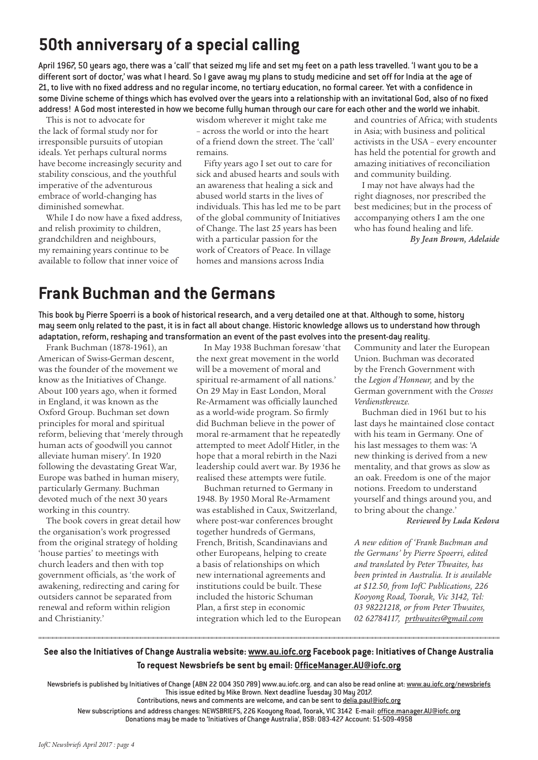## 50th anniversary of a special calling

**April 1967, 50 years ago, there was a 'call' that seized my life and set my feet on a path less travelled. 'I want you to be a different sort of doctor,' was what I heard. So I gave away my plans to study medicine and set off for India at the age of 21, to live with no fixed address and no regular income, no tertiary education, no formal career. Yet with a confidence in some Divine scheme of things which has evolved over the years into a relationship with an invitational God, also of no fixed address! A God most interested in how we become fully human through our care for each other and the world we inhabit.**

This is not to advocate for the lack of formal study nor for irresponsible pursuits of utopian ideals. Yet perhaps cultural norms have become increasingly security and stability conscious, and the youthful imperative of the adventurous embrace of world-changing has diminished somewhat.

While I do now have a fixed address, and relish proximity to children, grandchildren and neighbours, my remaining years continue to be available to follow that inner voice of wisdom wherever it might take me – across the world or into the heart of a friend down the street. The 'call' remains.

Fifty years ago I set out to care for sick and abused hearts and souls with an awareness that healing a sick and abused world starts in the lives of individuals. This has led me to be part of the global community of Initiatives of Change. The last 25 years has been with a particular passion for the work of Creators of Peace. In village homes and mansions across India and countries of Africa; with students in Asia; with business and political activists in the USA – every encounter has held the potential for growth and amazing initiatives of reconciliation and community building.

I may not have always had the right diagnoses, nor prescribed the best medicines; but in the process of accompanying others I am the one who has found healing and life.

*By Jean Brown, Adelaide*

## Frank Buchman and the Germans

**This book by Pierre Spoerri is a book of historical research, and a very detailed one at that. Although to some, history may seem only related to the past, it is in fact all about change. Historic knowledge allows us to understand how through adaptation, reform, reshaping and transformation an event of the past evolves into the present-day reality.**

Frank Buchman (1878-1961), an American of Swiss-German descent, was the founder of the movement we know as the Initiatives of Change. About 100 years ago, when it formed in England, it was known as the Oxford Group. Buchman set down principles for moral and spiritual reform, believing that 'merely through human acts of goodwill you cannot alleviate human misery'. In 1920 following the devastating Great War, Europe was bathed in human misery, particularly Germany. Buchman devoted much of the next 30 years working in this country.

The book covers in great detail how the organisation's work progressed from the original strategy of holding 'house parties' to meetings with church leaders and then with top government officials, as 'the work of awakening, redirecting and caring for outsiders cannot be separated from renewal and reform within religion and Christianity.'

In May 1938 Buchman foresaw 'that the next great movement in the world will be a movement of moral and spiritual re-armament of all nations.' On 29 May in East London, Moral Re-Armament was officially launched as a world-wide program. So firmly did Buchman believe in the power of moral re-armament that he repeatedly attempted to meet Adolf Hitler, in the hope that a moral rebirth in the Nazi leadership could avert war. By 1936 he realised these attempts were futile.

Buchman returned to Germany in 1948. By 1950 Moral Re-Armament was established in Caux, Switzerland, where post-war conferences brought together hundreds of Germans, French, British, Scandinavians and other Europeans, helping to create a basis of relationships on which new international agreements and institutions could be built. These included the historic Schuman Plan, a first step in economic integration which led to the European Community and later the European Union. Buchman was decorated by the French Government with the *Legion d'Honneur,* and by the German government with the *Crosses Verdienstkreuze.*

Buchman died in 1961 but to his last days he maintained close contact with his team in Germany. One of his last messages to them was: 'A new thinking is derived from a new mentality, and that grows as slow as an oak. Freedom is one of the major notions. Freedom to understand yourself and things around you, and to bring about the change.'

*Reviewed by Luda Kedova*

*A new edition of 'Frank Buchman and the Germans' by Pierre Spoerri, edited and translated by Peter Thwaites, has been printed in Australia. It is available at $12.50, from IofC Publications, 226 Kooyong Road, Toorak, Vic 3142, Tel: 03 98221218, or from Peter Thwaites, 02 62784117, prthwaites@gmail.com*

**See also the Initiatives of Change Australia website: www.au.iofc.org Facebook page: Initiatives of Change Australia**
**To request Newsbriefs be sent by email: OfficeManager.AU@iofc.org**

Newsbriefs is published by Initiatives of Change (ABN 22 004 350 789) www.au.iofc.org. and can also be read online at: www.au.iofc.org/newsbriefs
This issue edited by Mike Brown. Next deadline Tuesday 30 May 2017.
Contributions, news and comments are welcome, and can be sent to delia.paul@iofc.org
New subscriptions and address changes: NEWSBRIEFS, 226 Kooyong Road, Toorak, VIC 3142 E-mail: office.manager.AU@iofc.org
Donations may be made to 'Initiatives of Change Australia', BSB: 083-427 Account: 51-509-4958